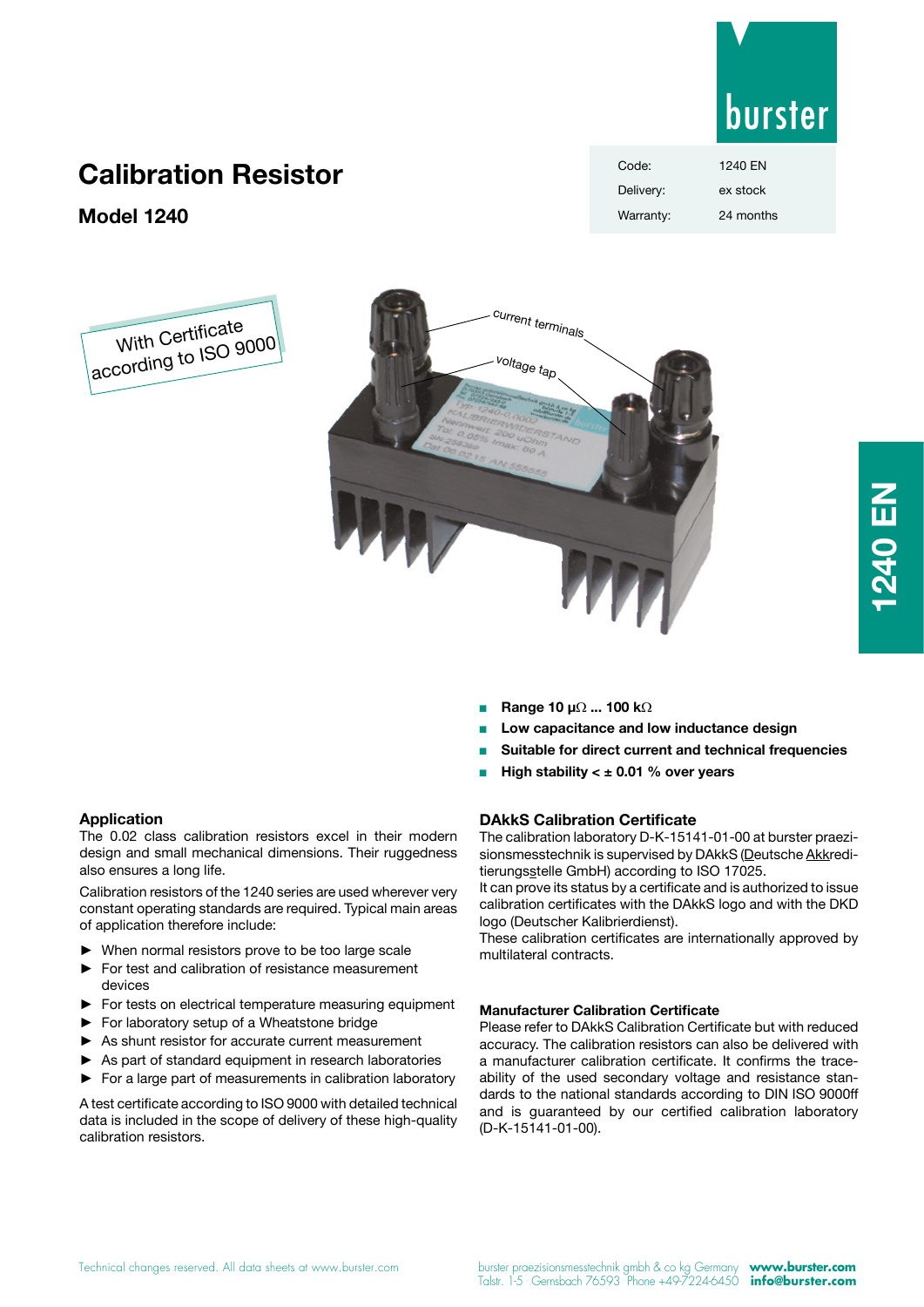# Calibration Resistor

## Model 1240

| Code: | 1240 EN |
|---|---|
| Delivery: | ex stock |
| Warranty: | 24 months |

With Certificate according to ISO 9000

- **Range 10 μΩ ... 100 kΩ**
- **Low capacitance and low inductance design**
- **Suitable for direct current and technical frequencies**
- **High stability < ± 0.01 % over years**

### Application

The 0.02 class calibration resistors excel in their modern design and small mechanical dimensions. Their ruggedness also ensures a long life.

Calibration resistors of the 1240 series are used wherever very constant operating standards are required. Typical main areas of application therefore include:

- When normal resistors prove to be too large scale
- For test and calibration of resistance measurement devices
- For tests on electrical temperature measuring equipment
- For laboratory setup of a Wheatstone bridge
- As shunt resistor for accurate current measurement
- As part of standard equipment in research laboratories
- For a large part of measurements in calibration laboratory

A test certificate according to ISO 9000 with detailed technical data is included in the scope of delivery of these high-quality calibration resistors.

### DAkkS Calibration Certificate

The calibration laboratory D-K-15141-01-00 at burster praezisionsmesstechnik is supervised by DAkkS (Deutsche Akkreditierungsstelle GmbH) according to ISO 17025.
It can prove its status by a certificate and is authorized to issue calibration certificates with the DAkkS logo and with the DKD logo (Deutscher Kalibrierdienst).
These calibration certificates are internationally approved by multilateral contracts.

### Manufacturer Calibration Certificate

Please refer to DAkkS Calibration Certificate but with reduced accuracy. The calibration resistors can also be delivered with a manufacturer calibration certificate. It confirms the traceability of the used secondary voltage and resistance standards to the national standards according to DIN ISO 9000ff and is guaranteed by our certified calibration laboratory (D-K-15141-01-00).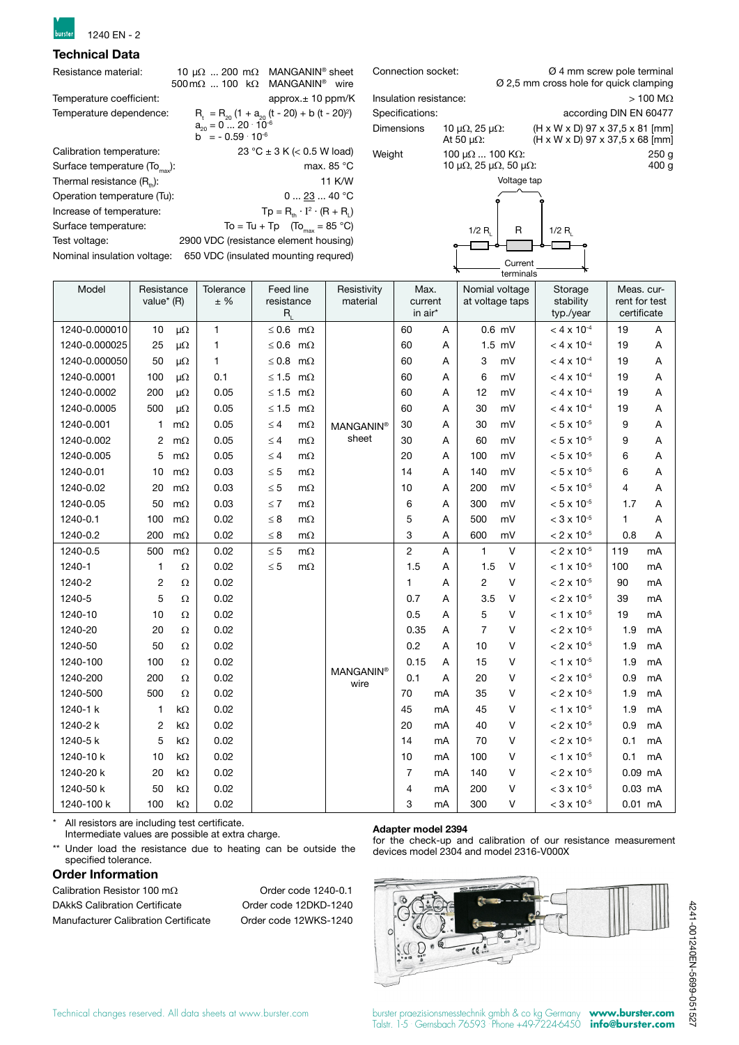## Technical Data

| | |
|---|---|
| Resistance material: | 10 µΩ ... 200 mΩ MANGANIN® sheet<br>500 mΩ ... 100 kΩ MANGANIN® wire |
| Temperature coefficient: | approx.± 10 ppm/K |
| Temperature dependence: | $R_t = R_{20} (1 + a_{20} (t - 20) + b (t - 20)^2)$<br>$a_{20} = 0 ... 20 \cdot 10^{-6}$<br>$b = - 0.59 \cdot 10^{-6}$ |
| Calibration temperature: | 23 °C ± 3 K (< 0.5 W load) |
| Surface temperature ($To_{max}$): | max. 85 °C |
| Thermal resistance ($R_{th}$): | 11 K/W |
| Operation temperature (Tu): | 0 ... 23 ... 40 °C |
| Increase of temperature: | $Tp = R_{th} \cdot I^2 \cdot (R + R_L)$ |
| Surface temperature: | To = Tu + Tp ($To_{max}$ = 85 °C) |
| Test voltage: | 2900 VDC (resistance element housing) |
| Nominal insulation voltage: | 650 VDC (insulated mounting requred) |

| | | |
|---|---|---|
| Connection socket: | | Ø 4 mm screw pole terminal<br>Ø 2,5 mm cross hole for quick clamping |
| Insulation resistance: | | > 100 MΩ |
| Specifications: | | according DIN EN 60477 |
| Dimensions | 10 µΩ, 25 µΩ:<br>At 50 µΩ: | (H x W x D) 97 x 37,5 x 81 [mm]<br>(H x W x D) 97 x 37,5 x 68 [mm] |
| Weight | 100 µΩ ... 100 KΩ:<br>10 µΩ, 25 µΩ, 50 µΩ: | 250 g<br>400 g |

Voltage tap
1/2 $R_L$ R 1/2 $R_L$
Current terminals

| Model | Resistance value* (R) | Tolerance ± % | Feed line resistance $R_L$ | Resistivity material | Max. current in air* | Nomial voltage at voltage taps | Storage stability typ./year | Meas. current for test certificate |
|---|---|---|---|---|---|---|---|---|
| 1240-0.000010 | 10 µΩ | 1 | ≤ 0.6 mΩ | MANGANIN® sheet | 60 A | 0.6 mV | $< 4 \times 10^{-4}$ | 19 A |
| 1240-0.000025 | 25 µΩ | 1 | ≤ 0.6 mΩ | | 60 A | 1.5 mV | $< 4 \times 10^{-4}$ | 19 A |
| 1240-0.000050 | 50 µΩ | 1 | ≤ 0.8 mΩ | | 60 A | 3 mV | $< 4 \times 10^{-4}$ | 19 A |
| 1240-0.0001 | 100 µΩ | 0.1 | ≤ 1.5 mΩ | | 60 A | 6 mV | $< 4 \times 10^{-4}$ | 19 A |
| 1240-0.0002 | 200 µΩ | 0.05 | ≤ 1.5 mΩ | | 60 A | 12 mV | $< 4 \times 10^{-4}$ | 19 A |
| 1240-0.0005 | 500 µΩ | 0.05 | ≤ 1.5 mΩ | | 60 A | 30 mV | $< 4 \times 10^{-4}$ | 19 A |
| 1240-0.001 | 1 mΩ | 0.05 | ≤ 4 mΩ | | 30 A | 30 mV | $< 5 \times 10^{-5}$ | 9 A |
| 1240-0.002 | 2 mΩ | 0.05 | ≤ 4 mΩ | | 30 A | 60 mV | $< 5 \times 10^{-5}$ | 9 A |
| 1240-0.005 | 5 mΩ | 0.05 | ≤ 4 mΩ | | 20 A | 100 mV | $< 5 \times 10^{-5}$ | 6 A |
| 1240-0.01 | 10 mΩ | 0.03 | ≤ 5 mΩ | | 14 A | 140 mV | $< 5 \times 10^{-5}$ | 6 A |
| 1240-0.02 | 20 mΩ | 0.03 | ≤ 5 mΩ | | 10 A | 200 mV | $< 5 \times 10^{-5}$ | 4 A |
| 1240-0.05 | 50 mΩ | 0.03 | ≤ 7 mΩ | | 6 A | 300 mV | $< 5 \times 10^{-5}$ | 1.7 A |
| 1240-0.1 | 100 mΩ | 0.02 | ≤ 8 mΩ | | 5 A | 500 mV | $< 3 \times 10^{-5}$ | 1 A |
| 1240-0.2 | 200 mΩ | 0.02 | ≤ 8 mΩ | | 3 A | 600 mV | $< 2 \times 10^{-5}$ | 0.8 A |
| 1240-0.5 | 500 mΩ | 0.02 | ≤ 5 mΩ | MANGANIN® wire | 2 A | 1 V | $< 2 \times 10^{-5}$ | 119 mA |
| 1240-1 | 1 Ω | 0.02 | ≤ 5 mΩ | | 1.5 A | 1.5 V | $< 1 \times 10^{-5}$ | 100 mA |
| 1240-2 | 2 Ω | 0.02 | | | 1 A | 2 V | $< 2 \times 10^{-5}$ | 90 mA |
| 1240-5 | 5 Ω | 0.02 | | | 0.7 A | 3.5 V | $< 2 \times 10^{-5}$ | 39 mA |
| 1240-10 | 10 Ω | 0.02 | | | 0.5 A | 5 V | $< 1 \times 10^{-5}$ | 19 mA |
| 1240-20 | 20 Ω | 0.02 | | | 0.35 A | 7 V | $< 2 \times 10^{-5}$ | 1.9 mA |
| 1240-50 | 50 Ω | 0.02 | | | 0.2 A | 10 V | $< 2 \times 10^{-5}$ | 1.9 mA |
| 1240-100 | 100 Ω | 0.02 | | | 0.15 A | 15 V | $< 1 \times 10^{-5}$ | 1.9 mA |
| 1240-200 | 200 Ω | 0.02 | | | 0.1 A | 20 V | $< 2 \times 10^{-5}$ | 0.9 mA |
| 1240-500 | 500 Ω | 0.02 | | | 70 mA | 35 V | $< 2 \times 10^{-5}$ | 1.9 mA |
| 1240-1 k | 1 kΩ | 0.02 | | | 45 mA | 45 V | $< 1 \times 10^{-5}$ | 1.9 mA |
| 1240-2 k | 2 kΩ | 0.02 | | | 20 mA | 40 V | $< 2 \times 10^{-5}$ | 0.9 mA |
| 1240-5 k | 5 kΩ | 0.02 | | | 14 mA | 70 V | $< 2 \times 10^{-5}$ | 0.1 mA |
| 1240-10 k | 10 kΩ | 0.02 | | | 10 mA | 100 V | $< 1 \times 10^{-5}$ | 0.1 mA |
| 1240-20 k | 20 kΩ | 0.02 | | | 7 mA | 140 V | $< 2 \times 10^{-5}$ | 0.09 mA |
| 1240-50 k | 50 kΩ | 0.02 | | | 4 mA | 200 V | $< 3 \times 10^{-5}$ | 0.03 mA |
| 1240-100 k | 100 kΩ | 0.02 | | | 3 mA | 300 V | $< 3 \times 10^{-5}$ | 0.01 mA |

\* All resistors are including test certificate.
Intermediate values are possible at extra charge.

\*\* Under load the resistance due to heating can be outside the specified tolerance.

## Order Information

| | |
|---|---|
| Calibration Resistor 100 mΩ | Order code 1240-0.1 |
| DAkkS Calibration Certificate | Order code 12DKD-1240 |
| Manufacturer Calibration Certificate | Order code 12WKS-1240 |

**Adapter model 2394**
for the check-up and calibration of our resistance measurement devices model 2304 and model 2316-V000X

Technical changes reserved. All data sheets at www.burster.com

burster praezisionsmesstechnik gmbh & co kg Germany · Talstr. 1-5 · Gernsbach 76593 · Phone +49-7224-6450 · **www.burster.com** · **info@burster.com**

4241-001240EN-5699-051527